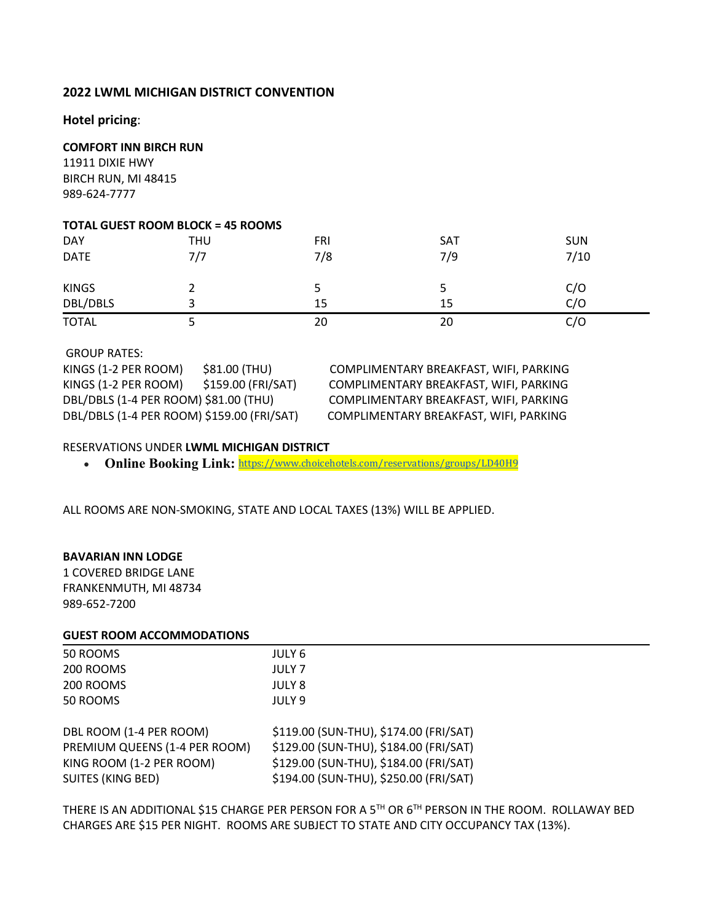## 2022 LWML MICHIGAN DISTRICT CONVENTION

**Hotel pricing**:

**COMFORT INN BIRCH RUN**
11911 DIXIE HWY
BIRCH RUN, MI 48415
989-624-7777

**TOTAL GUEST ROOM BLOCK = 45 ROOMS**

| DAY | THU | FRI | SAT | SUN |
|---|---|---|---|---|
| DATE | 7/7 | 7/8 | 7/9 | 7/10 |
| KINGS | 2 | 5 | 5 | C/O |
| DBL/DBLS | 3 | 15 | 15 | C/O |
| TOTAL | 5 | 20 | 20 | C/O |

GROUP RATES:

| | | |
|---|---|---|
| KINGS (1-2 PER ROOM) | $81.00 (THU) | COMPLIMENTARY BREAKFAST, WIFI, PARKING |
| KINGS (1-2 PER ROOM) | $159.00 (FRI/SAT) | COMPLIMENTARY BREAKFAST, WIFI, PARKING |
| DBL/DBLS (1-4 PER ROOM) | $81.00 (THU) | COMPLIMENTARY BREAKFAST, WIFI, PARKING |
| DBL/DBLS (1-4 PER ROOM) | $159.00 (FRI/SAT) | COMPLIMENTARY BREAKFAST, WIFI, PARKING |

RESERVATIONS UNDER **LWML MICHIGAN DISTRICT**

- **Online Booking Link:** https://www.choicehotels.com/reservations/groups/LD40H9

ALL ROOMS ARE NON-SMOKING, STATE AND LOCAL TAXES (13%) WILL BE APPLIED.

**BAVARIAN INN LODGE**
1 COVERED BRIDGE LANE
FRANKENMUTH, MI 48734
989-652-7200

**GUEST ROOM ACCOMMODATIONS**

| | |
|---|---|
| 50 ROOMS | JULY 6 |
| 200 ROOMS | JULY 7 |
| 200 ROOMS | JULY 8 |
| 50 ROOMS | JULY 9 |

| | |
|---|---|
| DBL ROOM (1-4 PER ROOM) | $119.00 (SUN-THU), $174.00 (FRI/SAT) |
| PREMIUM QUEENS (1-4 PER ROOM) | $129.00 (SUN-THU), $184.00 (FRI/SAT) |
| KING ROOM (1-2 PER ROOM) | $129.00 (SUN-THU), $184.00 (FRI/SAT) |
| SUITES (KING BED) | $194.00 (SUN-THU), $250.00 (FRI/SAT) |

THERE IS AN ADDITIONAL $15 CHARGE PER PERSON FOR A 5TH OR 6TH PERSON IN THE ROOM. ROLLAWAY BED CHARGES ARE $15 PER NIGHT. ROOMS ARE SUBJECT TO STATE AND CITY OCCUPANCY TAX (13%).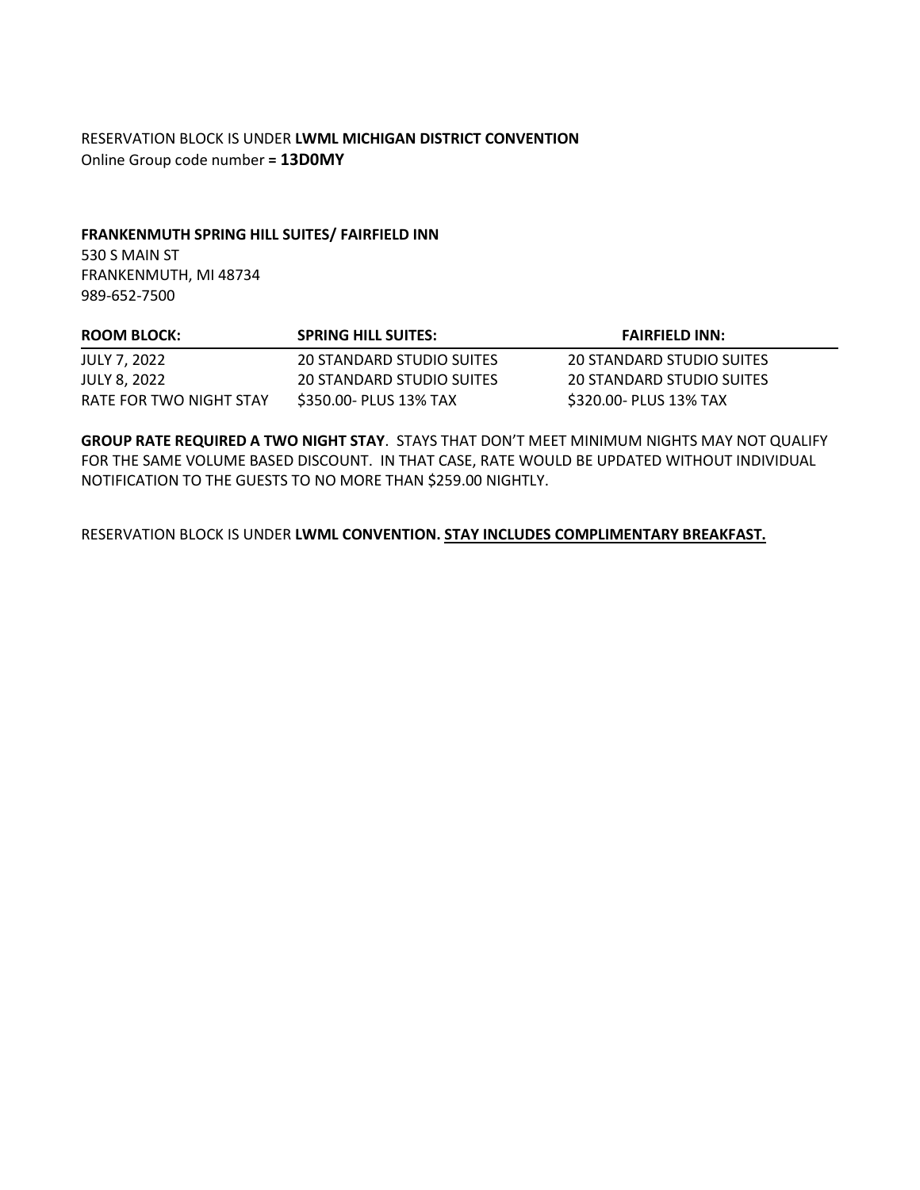RESERVATION BLOCK IS UNDER **LWML MICHIGAN DISTRICT CONVENTION**
Online Group code number **= 13D0MY**

**FRANKENMUTH SPRING HILL SUITES/ FAIRFIELD INN**
530 S MAIN ST
FRANKENMUTH, MI 48734
989-652-7500

| **ROOM BLOCK:** | **SPRING HILL SUITES:** | **FAIRFIELD INN:** |
|---|---|---|
| JULY 7, 2022 | 20 STANDARD STUDIO SUITES | 20 STANDARD STUDIO SUITES |
| JULY 8, 2022 | 20 STANDARD STUDIO SUITES | 20 STANDARD STUDIO SUITES |
| RATE FOR TWO NIGHT STAY | $350.00- PLUS 13% TAX | $320.00- PLUS 13% TAX |

**GROUP RATE REQUIRED A TWO NIGHT STAY**. STAYS THAT DON'T MEET MINIMUM NIGHTS MAY NOT QUALIFY FOR THE SAME VOLUME BASED DISCOUNT. IN THAT CASE, RATE WOULD BE UPDATED WITHOUT INDIVIDUAL NOTIFICATION TO THE GUESTS TO NO MORE THAN $259.00 NIGHTLY.

RESERVATION BLOCK IS UNDER **LWML CONVENTION.** **STAY INCLUDES COMPLIMENTARY BREAKFAST.**